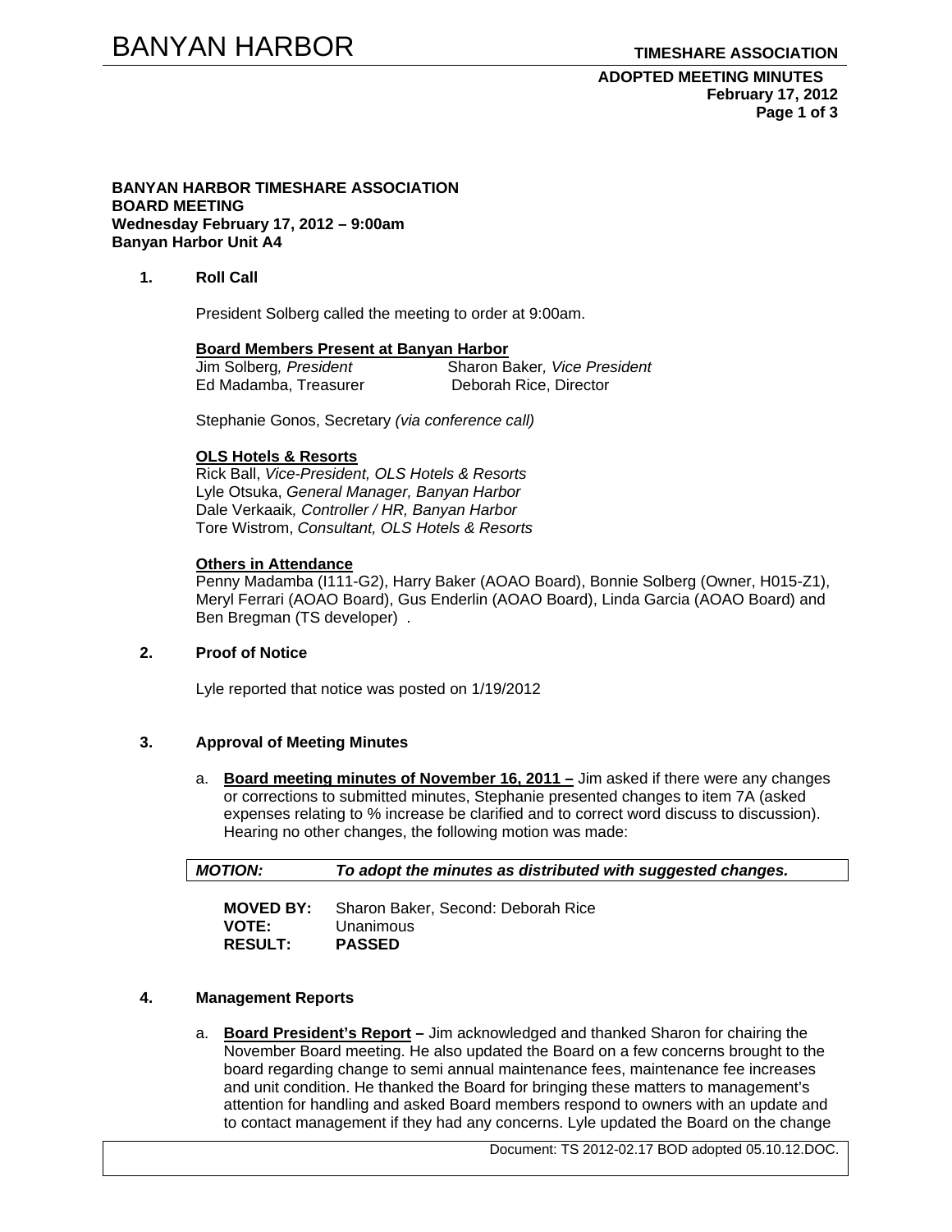**BANYAN HARBOR TIMESHARE ASSOCIATION**
**BOARD MEETING**
**Wednesday February 17, 2012 – 9:00am**
**Banyan Harbor Unit A4**

## 1. Roll Call

President Solberg called the meeting to order at 9:00am.

**Board Members Present at Banyan Harbor**

Jim Solberg*, President* — Sharon Baker*, Vice President*
Ed Madamba, Treasurer — Deborah Rice, Director

Stephanie Gonos, Secretary *(via conference call)*

**OLS Hotels & Resorts**

Rick Ball, *Vice-President, OLS Hotels & Resorts*
Lyle Otsuka, *General Manager, Banyan Harbor*
Dale Verkaaik*, Controller / HR, Banyan Harbor*
Tore Wistrom, *Consultant, OLS Hotels & Resorts*

**Others in Attendance**

Penny Madamba (I111-G2), Harry Baker (AOAO Board), Bonnie Solberg (Owner, H015-Z1), Meryl Ferrari (AOAO Board), Gus Enderlin (AOAO Board), Linda Garcia (AOAO Board) and Ben Bregman (TS developer) .

## 2. Proof of Notice

Lyle reported that notice was posted on 1/19/2012

## 3. Approval of Meeting Minutes

a. **Board meeting minutes of November 16, 2011 –** Jim asked if there were any changes or corrections to submitted minutes, Stephanie presented changes to item 7A (asked expenses relating to % increase be clarified and to correct word discuss to discussion). Hearing no other changes, the following motion was made:

| ***MOTION:*** | ***To adopt the minutes as distributed with suggested changes.*** |
|---|---|

**MOVED BY:** Sharon Baker, Second: Deborah Rice
**VOTE:** Unanimous
**RESULT:** **PASSED**

## 4. Management Reports

a. **Board President's Report –** Jim acknowledged and thanked Sharon for chairing the November Board meeting. He also updated the Board on a few concerns brought to the board regarding change to semi annual maintenance fees, maintenance fee increases and unit condition. He thanked the Board for bringing these matters to management's attention for handling and asked Board members respond to owners with an update and to contact management if they had any concerns. Lyle updated the Board on the change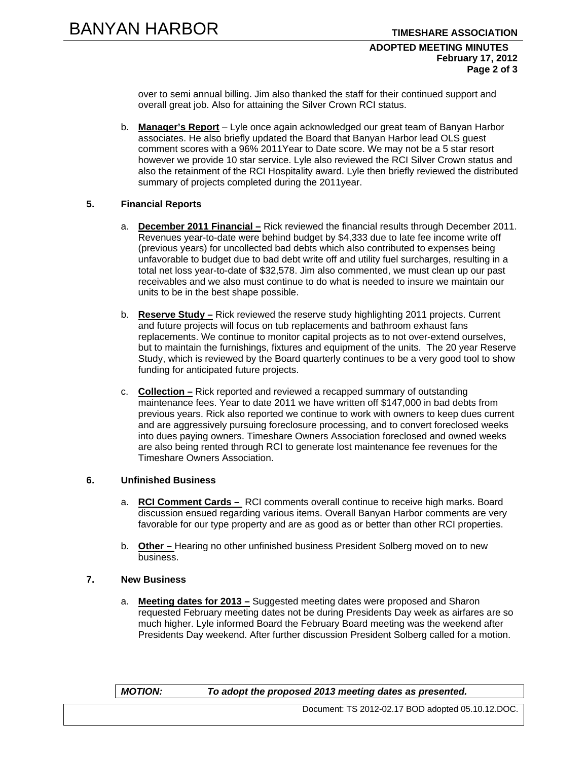over to semi annual billing. Jim also thanked the staff for their continued support and overall great job. Also for attaining the Silver Crown RCI status.

b. **Manager's Report** – Lyle once again acknowledged our great team of Banyan Harbor associates. He also briefly updated the Board that Banyan Harbor lead OLS guest comment scores with a 96% 2011Year to Date score. We may not be a 5 star resort however we provide 10 star service. Lyle also reviewed the RCI Silver Crown status and also the retainment of the RCI Hospitality award. Lyle then briefly reviewed the distributed summary of projects completed during the 2011year.

**5. Financial Reports**

a. **December 2011 Financial –** Rick reviewed the financial results through December 2011. Revenues year-to-date were behind budget by $4,333 due to late fee income write off (previous years) for uncollected bad debts which also contributed to expenses being unfavorable to budget due to bad debt write off and utility fuel surcharges, resulting in a total net loss year-to-date of $32,578. Jim also commented, we must clean up our past receivables and we also must continue to do what is needed to insure we maintain our units to be in the best shape possible.

b. **Reserve Study –** Rick reviewed the reserve study highlighting 2011 projects. Current and future projects will focus on tub replacements and bathroom exhaust fans replacements. We continue to monitor capital projects as to not over-extend ourselves, but to maintain the furnishings, fixtures and equipment of the units. The 20 year Reserve Study, which is reviewed by the Board quarterly continues to be a very good tool to show funding for anticipated future projects.

c. **Collection –** Rick reported and reviewed a recapped summary of outstanding maintenance fees. Year to date 2011 we have written off $147,000 in bad debts from previous years. Rick also reported we continue to work with owners to keep dues current and are aggressively pursuing foreclosure processing, and to convert foreclosed weeks into dues paying owners. Timeshare Owners Association foreclosed and owned weeks are also being rented through RCI to generate lost maintenance fee revenues for the Timeshare Owners Association.

**6. Unfinished Business**

a. **RCI Comment Cards –** RCI comments overall continue to receive high marks. Board discussion ensued regarding various items. Overall Banyan Harbor comments are very favorable for our type property and are as good as or better than other RCI properties.

b. **Other –** Hearing no other unfinished business President Solberg moved on to new business.

**7. New Business**

a. **Meeting dates for 2013 –** Suggested meeting dates were proposed and Sharon requested February meeting dates not be during Presidents Day week as airfares are so much higher. Lyle informed Board the February Board meeting was the weekend after Presidents Day weekend. After further discussion President Solberg called for a motion.

***MOTION:*** ***To adopt the proposed 2013 meeting dates as presented.***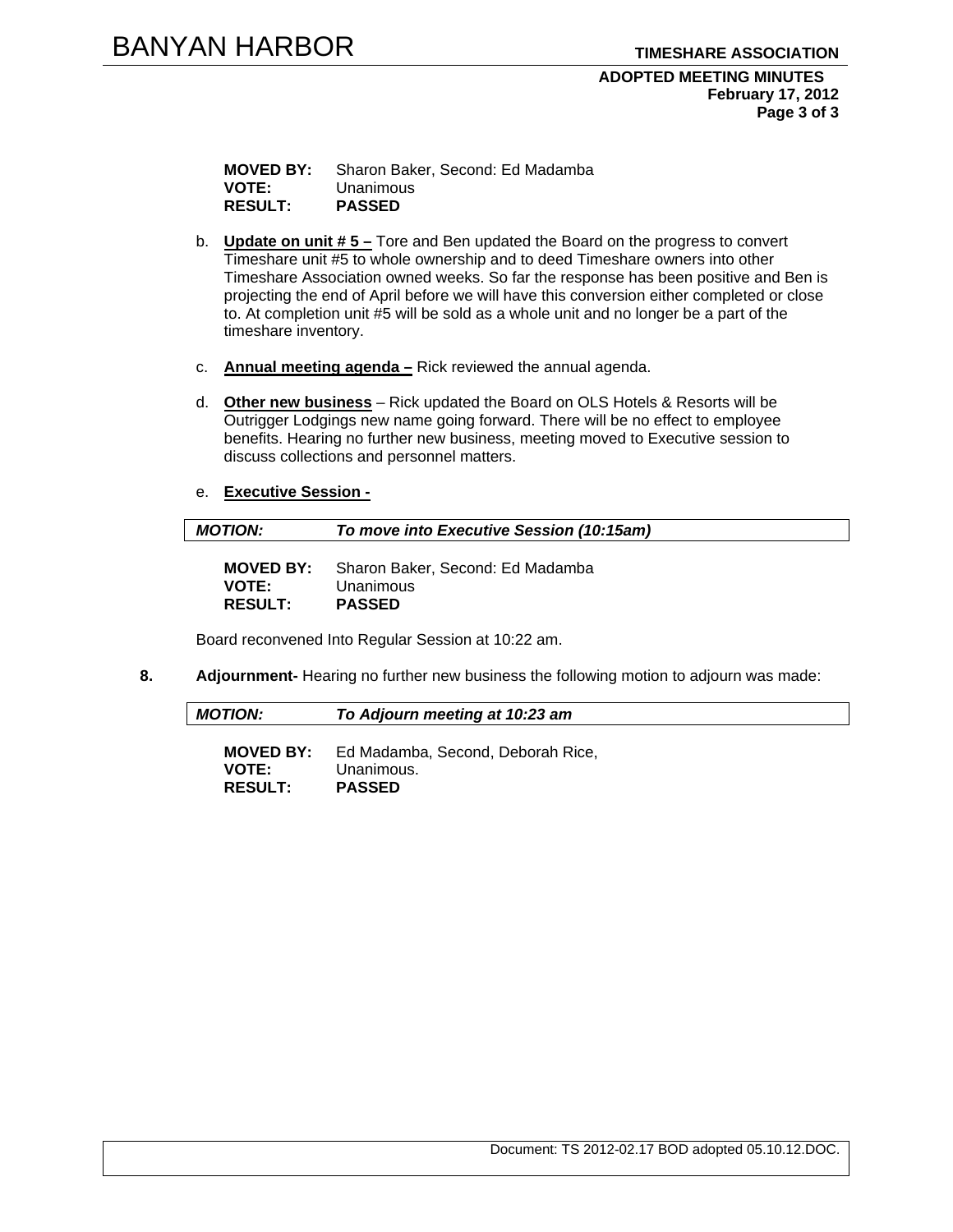**MOVED BY:** Sharon Baker, Second: Ed Madamba
**VOTE:** Unanimous
**RESULT:** **PASSED**

b. **Update on unit # 5 –** Tore and Ben updated the Board on the progress to convert Timeshare unit #5 to whole ownership and to deed Timeshare owners into other Timeshare Association owned weeks. So far the response has been positive and Ben is projecting the end of April before we will have this conversion either completed or close to. At completion unit #5 will be sold as a whole unit and no longer be a part of the timeshare inventory.

c. **Annual meeting agenda –** Rick reviewed the annual agenda.

d. **Other new business** – Rick updated the Board on OLS Hotels & Resorts will be Outrigger Lodgings new name going forward. There will be no effect to employee benefits. Hearing no further new business, meeting moved to Executive session to discuss collections and personnel matters.

e. **Executive Session -**

| | |
|---|---|
| ***MOTION:*** | ***To move into Executive Session (10:15am)*** |

**MOVED BY:** Sharon Baker, Second: Ed Madamba
**VOTE:** Unanimous
**RESULT:** **PASSED**

Board reconvened Into Regular Session at 10:22 am.

**8.** **Adjournment-** Hearing no further new business the following motion to adjourn was made:

| | |
|---|---|
| ***MOTION:*** | ***To Adjourn meeting at 10:23 am*** |

**MOVED BY:** Ed Madamba, Second, Deborah Rice,
**VOTE:** Unanimous.
**RESULT:** **PASSED**

Document: TS 2012-02.17 BOD adopted 05.10.12.DOC.